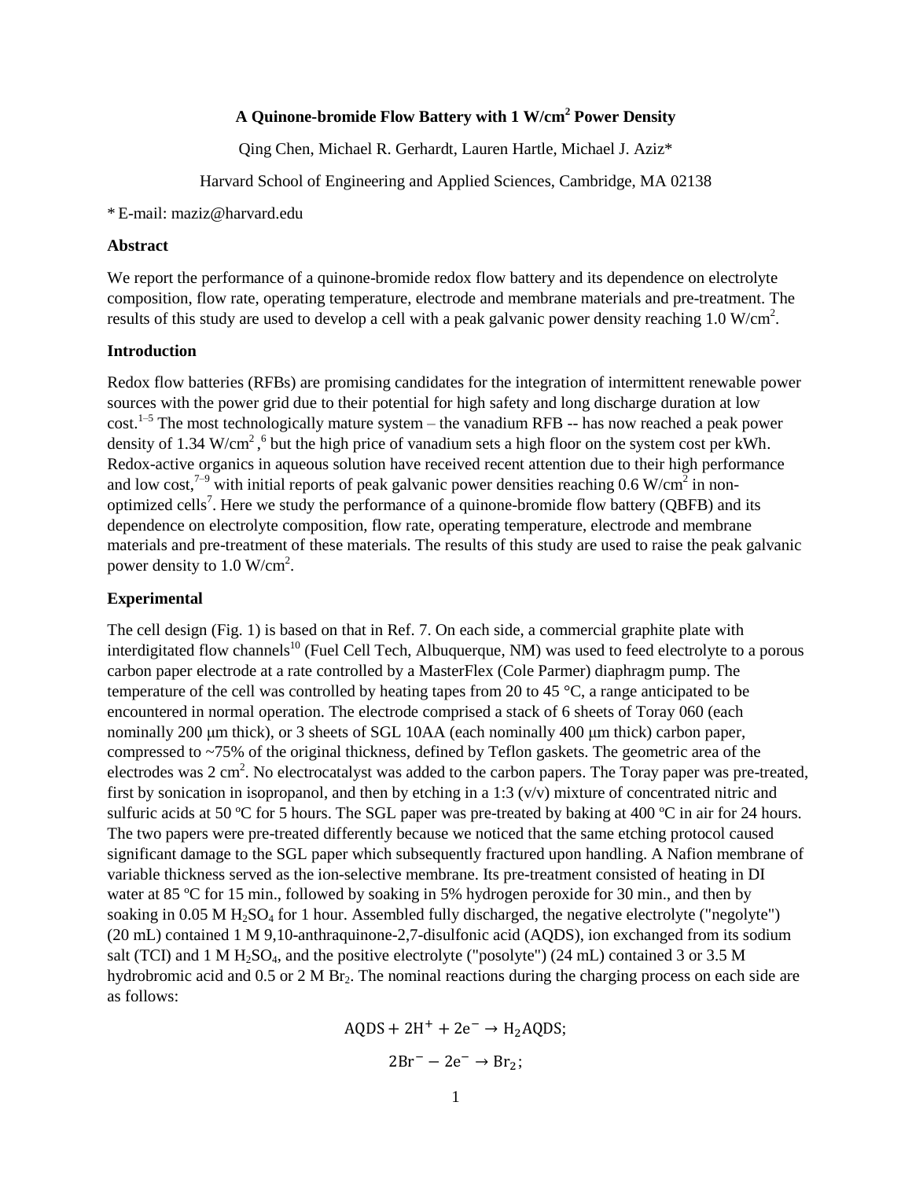# A Quinone-bromide Flow Battery with 1 W/cm$^2$ Power Density

Qing Chen, Michael R. Gerhardt, Lauren Hartle, Michael J. Aziz*

Harvard School of Engineering and Applied Sciences, Cambridge, MA 02138

* E-mail: maziz@harvard.edu

## Abstract

We report the performance of a quinone-bromide redox flow battery and its dependence on electrolyte composition, flow rate, operating temperature, electrode and membrane materials and pre-treatment. The results of this study are used to develop a cell with a peak galvanic power density reaching 1.0 W/cm$^2$.

## Introduction

Redox flow batteries (RFBs) are promising candidates for the integration of intermittent renewable power sources with the power grid due to their potential for high safety and long discharge duration at low cost.[1–5] The most technologically mature system – the vanadium RFB -- has now reached a peak power density of 1.34 W/cm$^2$ ,[6] but the high price of vanadium sets a high floor on the system cost per kWh. Redox-active organics in aqueous solution have received recent attention due to their high performance and low cost,[7–9] with initial reports of peak galvanic power densities reaching 0.6 W/cm$^2$ in non-optimized cells[7]. Here we study the performance of a quinone-bromide flow battery (QBFB) and its dependence on electrolyte composition, flow rate, operating temperature, electrode and membrane materials and pre-treatment of these materials. The results of this study are used to raise the peak galvanic power density to 1.0 W/cm$^2$.

## Experimental

The cell design (Fig. 1) is based on that in Ref. 7. On each side, a commercial graphite plate with interdigitated flow channels[10] (Fuel Cell Tech, Albuquerque, NM) was used to feed electrolyte to a porous carbon paper electrode at a rate controlled by a MasterFlex (Cole Parmer) diaphragm pump. The temperature of the cell was controlled by heating tapes from 20 to 45 °C, a range anticipated to be encountered in normal operation. The electrode comprised a stack of 6 sheets of Toray 060 (each nominally 200 μm thick), or 3 sheets of SGL 10AA (each nominally 400 μm thick) carbon paper, compressed to ~75% of the original thickness, defined by Teflon gaskets. The geometric area of the electrodes was 2 cm$^2$. No electrocatalyst was added to the carbon papers. The Toray paper was pre-treated, first by sonication in isopropanol, and then by etching in a 1:3 (v/v) mixture of concentrated nitric and sulfuric acids at 50 ºC for 5 hours. The SGL paper was pre-treated by baking at 400 ºC in air for 24 hours. The two papers were pre-treated differently because we noticed that the same etching protocol caused significant damage to the SGL paper which subsequently fractured upon handling. A Nafion membrane of variable thickness served as the ion-selective membrane. Its pre-treatment consisted of heating in DI water at 85 ºC for 15 min., followed by soaking in 5% hydrogen peroxide for 30 min., and then by soaking in 0.05 M $H_2SO_4$ for 1 hour. Assembled fully discharged, the negative electrolyte ("negolyte") (20 mL) contained 1 M 9,10-anthraquinone-2,7-disulfonic acid (AQDS), ion exchanged from its sodium salt (TCI) and 1 M $H_2SO_4$, and the positive electrolyte ("posolyte") (24 mL) contained 3 or 3.5 M hydrobromic acid and 0.5 or 2 M $Br_2$. The nominal reactions during the charging process on each side are as follows:

$$\mathrm{AQDS} + 2\mathrm{H}^+ + 2\mathrm{e}^- \rightarrow \mathrm{H_2AQDS};$$

$$2\mathrm{Br}^- - 2\mathrm{e}^- \rightarrow \mathrm{Br_2};$$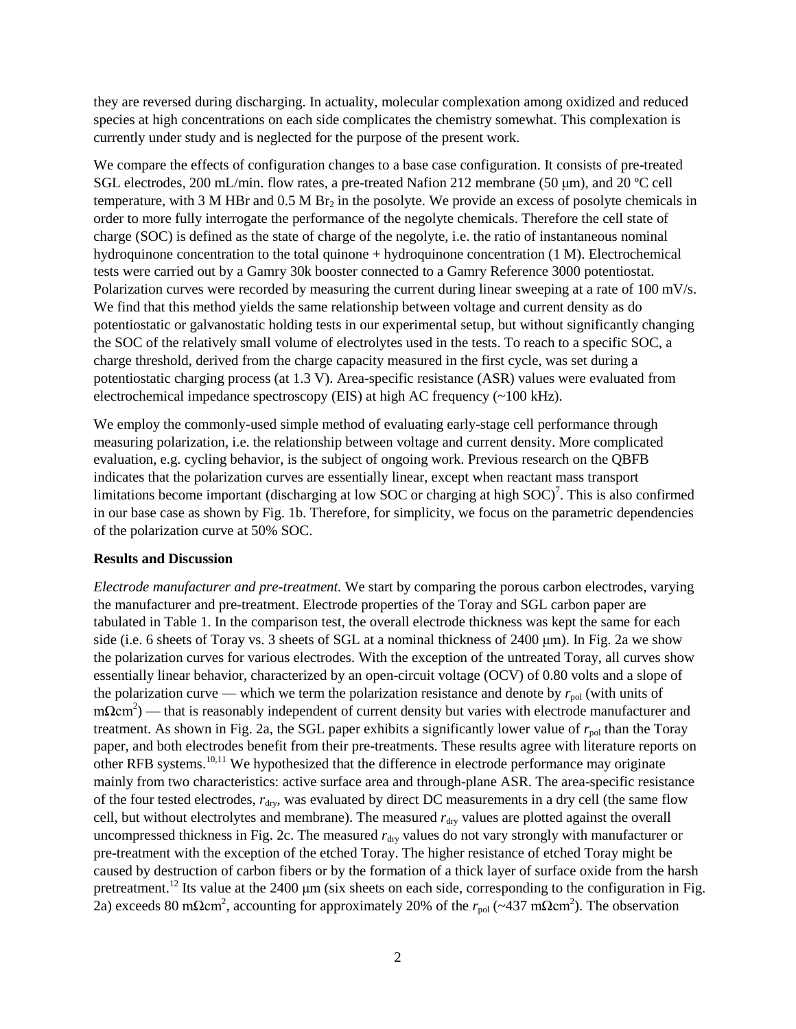they are reversed during discharging. In actuality, molecular complexation among oxidized and reduced species at high concentrations on each side complicates the chemistry somewhat. This complexation is currently under study and is neglected for the purpose of the present work.

We compare the effects of configuration changes to a base case configuration. It consists of pre-treated SGL electrodes, 200 mL/min. flow rates, a pre-treated Nafion 212 membrane (50 μm), and 20 ºC cell temperature, with 3 M HBr and 0.5 M $Br_2$ in the posolyte. We provide an excess of posolyte chemicals in order to more fully interrogate the performance of the negolyte chemicals. Therefore the cell state of charge (SOC) is defined as the state of charge of the negolyte, i.e. the ratio of instantaneous nominal hydroquinone concentration to the total quinone + hydroquinone concentration (1 M). Electrochemical tests were carried out by a Gamry 30k booster connected to a Gamry Reference 3000 potentiostat. Polarization curves were recorded by measuring the current during linear sweeping at a rate of 100 mV/s. We find that this method yields the same relationship between voltage and current density as do potentiostatic or galvanostatic holding tests in our experimental setup, but without significantly changing the SOC of the relatively small volume of electrolytes used in the tests. To reach to a specific SOC, a charge threshold, derived from the charge capacity measured in the first cycle, was set during a potentiostatic charging process (at 1.3 V). Area-specific resistance (ASR) values were evaluated from electrochemical impedance spectroscopy (EIS) at high AC frequency (~100 kHz).

We employ the commonly-used simple method of evaluating early-stage cell performance through measuring polarization, i.e. the relationship between voltage and current density. More complicated evaluation, e.g. cycling behavior, is the subject of ongoing work. Previous research on the QBFB indicates that the polarization curves are essentially linear, except when reactant mass transport limitations become important (discharging at low SOC or charging at high SOC)[7]. This is also confirmed in our base case as shown by Fig. 1b. Therefore, for simplicity, we focus on the parametric dependencies of the polarization curve at 50% SOC.

**Results and Discussion**

*Electrode manufacturer and pre-treatment.* We start by comparing the porous carbon electrodes, varying the manufacturer and pre-treatment. Electrode properties of the Toray and SGL carbon paper are tabulated in Table 1. In the comparison test, the overall electrode thickness was kept the same for each side (i.e. 6 sheets of Toray vs. 3 sheets of SGL at a nominal thickness of 2400 μm). In Fig. 2a we show the polarization curves for various electrodes. With the exception of the untreated Toray, all curves show essentially linear behavior, characterized by an open-circuit voltage (OCV) of 0.80 volts and a slope of the polarization curve — which we term the polarization resistance and denote by $r_{pol}$ (with units of $m\Omega cm^2$) — that is reasonably independent of current density but varies with electrode manufacturer and treatment. As shown in Fig. 2a, the SGL paper exhibits a significantly lower value of $r_{pol}$ than the Toray paper, and both electrodes benefit from their pre-treatments. These results agree with literature reports on other RFB systems.[10,11] We hypothesized that the difference in electrode performance may originate mainly from two characteristics: active surface area and through-plane ASR. The area-specific resistance of the four tested electrodes, $r_{dry}$, was evaluated by direct DC measurements in a dry cell (the same flow cell, but without electrolytes and membrane). The measured $r_{dry}$ values are plotted against the overall uncompressed thickness in Fig. 2c. The measured $r_{dry}$ values do not vary strongly with manufacturer or pre-treatment with the exception of the etched Toray. The higher resistance of etched Toray might be caused by destruction of carbon fibers or by the formation of a thick layer of surface oxide from the harsh pretreatment.[12] Its value at the 2400 μm (six sheets on each side, corresponding to the configuration in Fig. 2a) exceeds 80 $m\Omega cm^2$, accounting for approximately 20% of the $r_{pol}$ (~437 $m\Omega cm^2$). The observation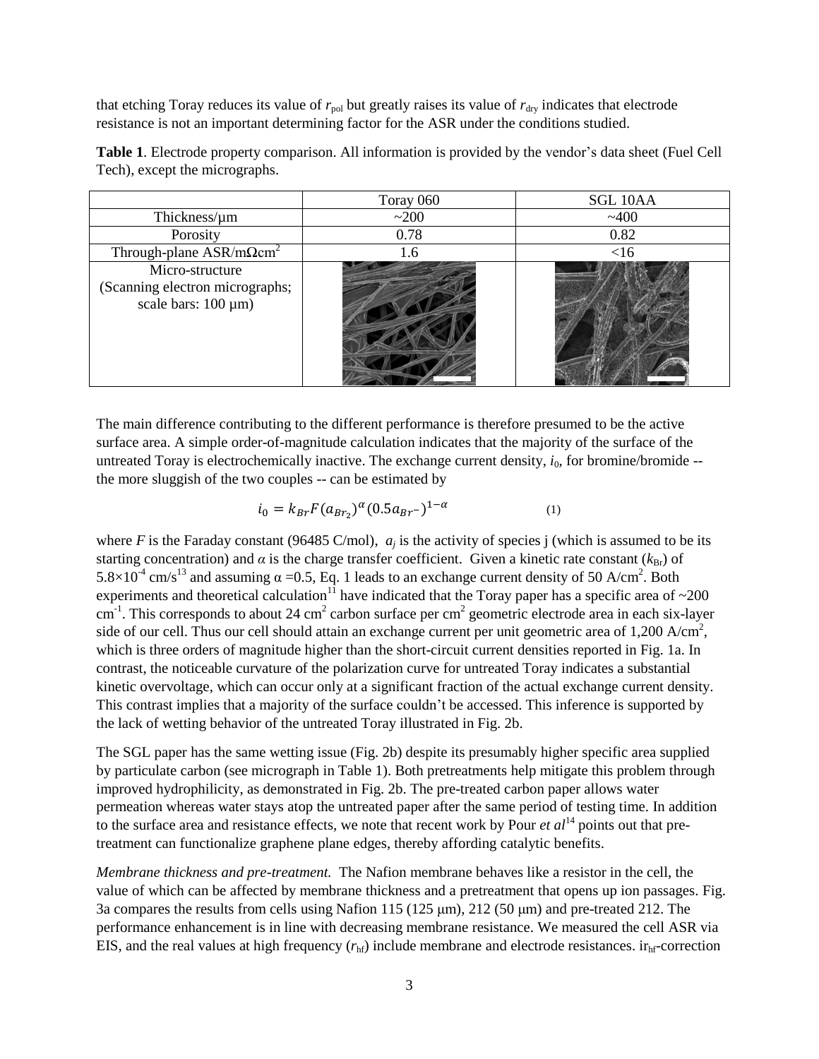that etching Toray reduces its value of $r_{pol}$ but greatly raises its value of $r_{dry}$ indicates that electrode resistance is not an important determining factor for the ASR under the conditions studied.

**Table 1**. Electrode property comparison. All information is provided by the vendor's data sheet (Fuel Cell Tech), except the micrographs.

| | Toray 060 | SGL 10AA |
|---|---|---|
| Thickness/μm | ~200 | ~400 |
| Porosity | 0.78 | 0.82 |
| Through-plane ASR/mΩcm$^2$ | 1.6 | <16 |
| Micro-structure (Scanning electron micrographs; scale bars: 100 μm) | | |

The main difference contributing to the different performance is therefore presumed to be the active surface area. A simple order-of-magnitude calculation indicates that the majority of the surface of the untreated Toray is electrochemically inactive. The exchange current density, $i_0$, for bromine/bromide -- the more sluggish of the two couples -- can be estimated by

$$i_0 = k_{Br} F (a_{Br_2})^{\alpha} (0.5 a_{Br^-})^{1-\alpha} \qquad (1)$$

where $F$ is the Faraday constant (96485 C/mol), $a_j$ is the activity of species j (which is assumed to be its starting concentration) and $\alpha$ is the charge transfer coefficient. Given a kinetic rate constant ($k_{Br}$) of $5.8\times10^{-4}$ cm/s[13] and assuming $\alpha = 0.5$, Eq. 1 leads to an exchange current density of 50 A/cm$^2$. Both experiments and theoretical calculation[11] have indicated that the Toray paper has a specific area of ~200 cm$^{-1}$. This corresponds to about 24 cm$^2$ carbon surface per cm$^2$ geometric electrode area in each six-layer side of our cell. Thus our cell should attain an exchange current per unit geometric area of 1,200 A/cm$^2$, which is three orders of magnitude higher than the short-circuit current densities reported in Fig. 1a. In contrast, the noticeable curvature of the polarization curve for untreated Toray indicates a substantial kinetic overvoltage, which can occur only at a significant fraction of the actual exchange current density. This contrast implies that a majority of the surface couldn't be accessed. This inference is supported by the lack of wetting behavior of the untreated Toray illustrated in Fig. 2b.

The SGL paper has the same wetting issue (Fig. 2b) despite its presumably higher specific area supplied by particulate carbon (see micrograph in Table 1). Both pretreatments help mitigate this problem through improved hydrophilicity, as demonstrated in Fig. 2b. The pre-treated carbon paper allows water permeation whereas water stays atop the untreated paper after the same period of testing time. In addition to the surface area and resistance effects, we note that recent work by Pour *et al*[14] points out that pre-treatment can functionalize graphene plane edges, thereby affording catalytic benefits.

*Membrane thickness and pre-treatment.* The Nafion membrane behaves like a resistor in the cell, the value of which can be affected by membrane thickness and a pretreatment that opens up ion passages. Fig. 3a compares the results from cells using Nafion 115 (125 μm), 212 (50 μm) and pre-treated 212. The performance enhancement is in line with decreasing membrane resistance. We measured the cell ASR via EIS, and the real values at high frequency ($r_{hf}$) include membrane and electrode resistances. $ir_{hf}$-correction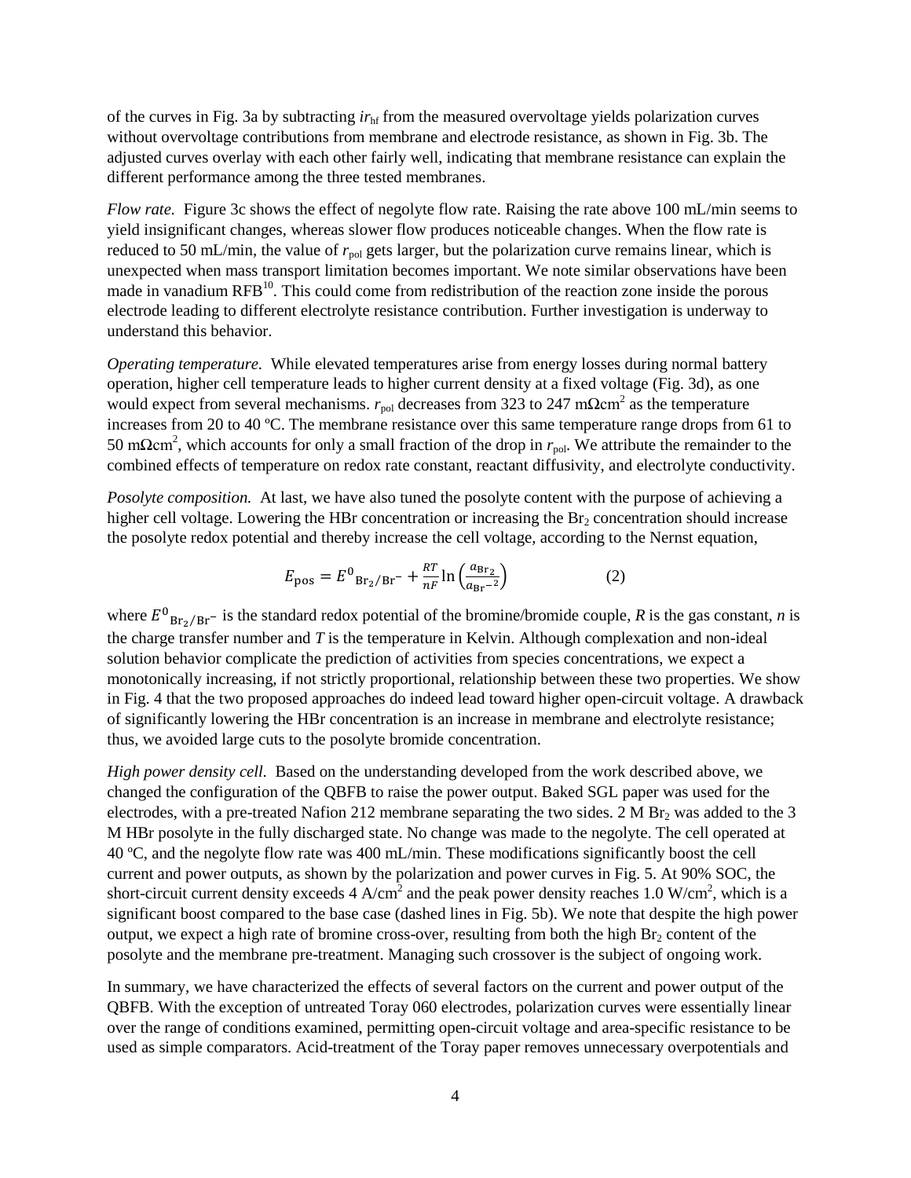of the curves in Fig. 3a by subtracting $ir_{hf}$ from the measured overvoltage yields polarization curves without overvoltage contributions from membrane and electrode resistance, as shown in Fig. 3b. The adjusted curves overlay with each other fairly well, indicating that membrane resistance can explain the different performance among the three tested membranes.

*Flow rate.* Figure 3c shows the effect of negolyte flow rate. Raising the rate above 100 mL/min seems to yield insignificant changes, whereas slower flow produces noticeable changes. When the flow rate is reduced to 50 mL/min, the value of $r_{pol}$ gets larger, but the polarization curve remains linear, which is unexpected when mass transport limitation becomes important. We note similar observations have been made in vanadium RFB[10]. This could come from redistribution of the reaction zone inside the porous electrode leading to different electrolyte resistance contribution. Further investigation is underway to understand this behavior.

*Operating temperature.* While elevated temperatures arise from energy losses during normal battery operation, higher cell temperature leads to higher current density at a fixed voltage (Fig. 3d), as one would expect from several mechanisms. $r_{pol}$ decreases from 323 to 247 m$\Omega$cm$^2$ as the temperature increases from 20 to 40 ºC. The membrane resistance over this same temperature range drops from 61 to 50 m$\Omega$cm$^2$, which accounts for only a small fraction of the drop in $r_{pol}$. We attribute the remainder to the combined effects of temperature on redox rate constant, reactant diffusivity, and electrolyte conductivity.

*Posolyte composition.* At last, we have also tuned the posolyte content with the purpose of achieving a higher cell voltage. Lowering the HBr concentration or increasing the $Br_2$ concentration should increase the posolyte redox potential and thereby increase the cell voltage, according to the Nernst equation,

$$E_{\text{pos}} = E^0{}_{\text{Br}_2/\text{Br}^-} + \frac{RT}{nF}\ln\left(\frac{a_{\text{Br}_2}}{a_{\text{Br}^-{}^2}}\right) \qquad (2)$$

where $E^0{}_{\text{Br}_2/\text{Br}^-}$ is the standard redox potential of the bromine/bromide couple, $R$ is the gas constant, $n$ is the charge transfer number and $T$ is the temperature in Kelvin. Although complexation and non-ideal solution behavior complicate the prediction of activities from species concentrations, we expect a monotonically increasing, if not strictly proportional, relationship between these two properties. We show in Fig. 4 that the two proposed approaches do indeed lead toward higher open-circuit voltage. A drawback of significantly lowering the HBr concentration is an increase in membrane and electrolyte resistance; thus, we avoided large cuts to the posolyte bromide concentration.

*High power density cell.* Based on the understanding developed from the work described above, we changed the configuration of the QBFB to raise the power output. Baked SGL paper was used for the electrodes, with a pre-treated Nafion 212 membrane separating the two sides. 2 M $Br_2$ was added to the 3 M HBr posolyte in the fully discharged state. No change was made to the negolyte. The cell operated at 40 ºC, and the negolyte flow rate was 400 mL/min. These modifications significantly boost the cell current and power outputs, as shown by the polarization and power curves in Fig. 5. At 90% SOC, the short-circuit current density exceeds 4 A/cm$^2$ and the peak power density reaches 1.0 W/cm$^2$, which is a significant boost compared to the base case (dashed lines in Fig. 5b). We note that despite the high power output, we expect a high rate of bromine cross-over, resulting from both the high $Br_2$ content of the posolyte and the membrane pre-treatment. Managing such crossover is the subject of ongoing work.

In summary, we have characterized the effects of several factors on the current and power output of the QBFB. With the exception of untreated Toray 060 electrodes, polarization curves were essentially linear over the range of conditions examined, permitting open-circuit voltage and area-specific resistance to be used as simple comparators. Acid-treatment of the Toray paper removes unnecessary overpotentials and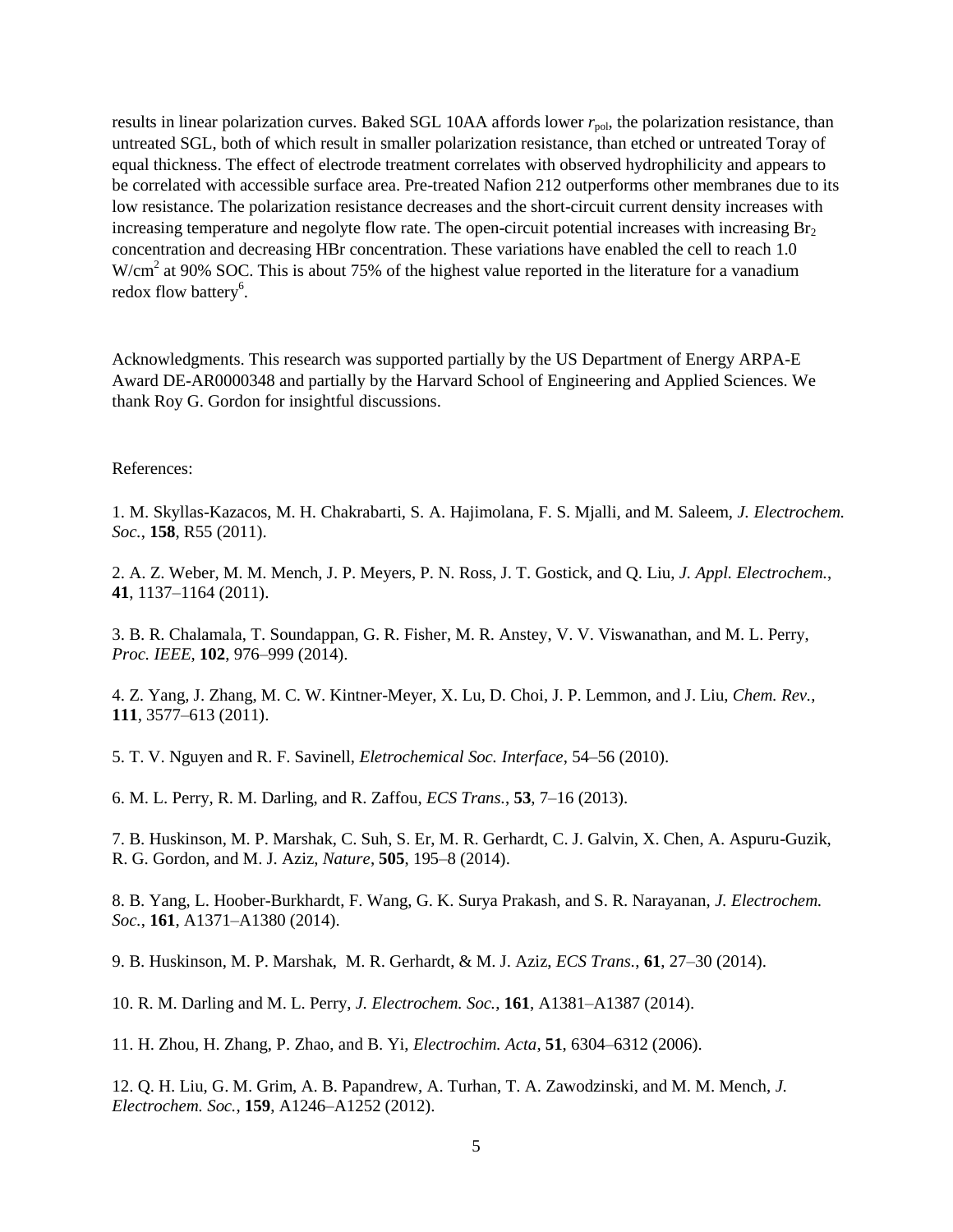results in linear polarization curves. Baked SGL 10AA affords lower $r_{pol}$, the polarization resistance, than untreated SGL, both of which result in smaller polarization resistance, than etched or untreated Toray of equal thickness. The effect of electrode treatment correlates with observed hydrophilicity and appears to be correlated with accessible surface area. Pre-treated Nafion 212 outperforms other membranes due to its low resistance. The polarization resistance decreases and the short-circuit current density increases with increasing temperature and negolyte flow rate. The open-circuit potential increases with increasing $Br_2$ concentration and decreasing HBr concentration. These variations have enabled the cell to reach 1.0 $W/cm^2$ at 90% SOC. This is about 75% of the highest value reported in the literature for a vanadium redox flow battery[6].

Acknowledgments. This research was supported partially by the US Department of Energy ARPA-E Award DE-AR0000348 and partially by the Harvard School of Engineering and Applied Sciences. We thank Roy G. Gordon for insightful discussions.

References:

1. M. Skyllas-Kazacos, M. H. Chakrabarti, S. A. Hajimolana, F. S. Mjalli, and M. Saleem, *J. Electrochem. Soc.*, **158**, R55 (2011).

2. A. Z. Weber, M. M. Mench, J. P. Meyers, P. N. Ross, J. T. Gostick, and Q. Liu, *J. Appl. Electrochem.*, **41**, 1137–1164 (2011).

3. B. R. Chalamala, T. Soundappan, G. R. Fisher, M. R. Anstey, V. V. Viswanathan, and M. L. Perry, *Proc. IEEE*, **102**, 976–999 (2014).

4. Z. Yang, J. Zhang, M. C. W. Kintner-Meyer, X. Lu, D. Choi, J. P. Lemmon, and J. Liu, *Chem. Rev.*, **111**, 3577–613 (2011).

5. T. V. Nguyen and R. F. Savinell, *Eletrochemical Soc. Interface*, 54–56 (2010).

6. M. L. Perry, R. M. Darling, and R. Zaffou, *ECS Trans.*, **53**, 7–16 (2013).

7. B. Huskinson, M. P. Marshak, C. Suh, S. Er, M. R. Gerhardt, C. J. Galvin, X. Chen, A. Aspuru-Guzik, R. G. Gordon, and M. J. Aziz, *Nature*, **505**, 195–8 (2014).

8. B. Yang, L. Hoober-Burkhardt, F. Wang, G. K. Surya Prakash, and S. R. Narayanan, *J. Electrochem. Soc.*, **161**, A1371–A1380 (2014).

9. B. Huskinson, M. P. Marshak, M. R. Gerhardt, & M. J. Aziz, *ECS Trans.*, **61**, 27–30 (2014).

10. R. M. Darling and M. L. Perry, *J. Electrochem. Soc.*, **161**, A1381–A1387 (2014).

11. H. Zhou, H. Zhang, P. Zhao, and B. Yi, *Electrochim. Acta*, **51**, 6304–6312 (2006).

12. Q. H. Liu, G. M. Grim, A. B. Papandrew, A. Turhan, T. A. Zawodzinski, and M. M. Mench, *J. Electrochem. Soc.*, **159**, A1246–A1252 (2012).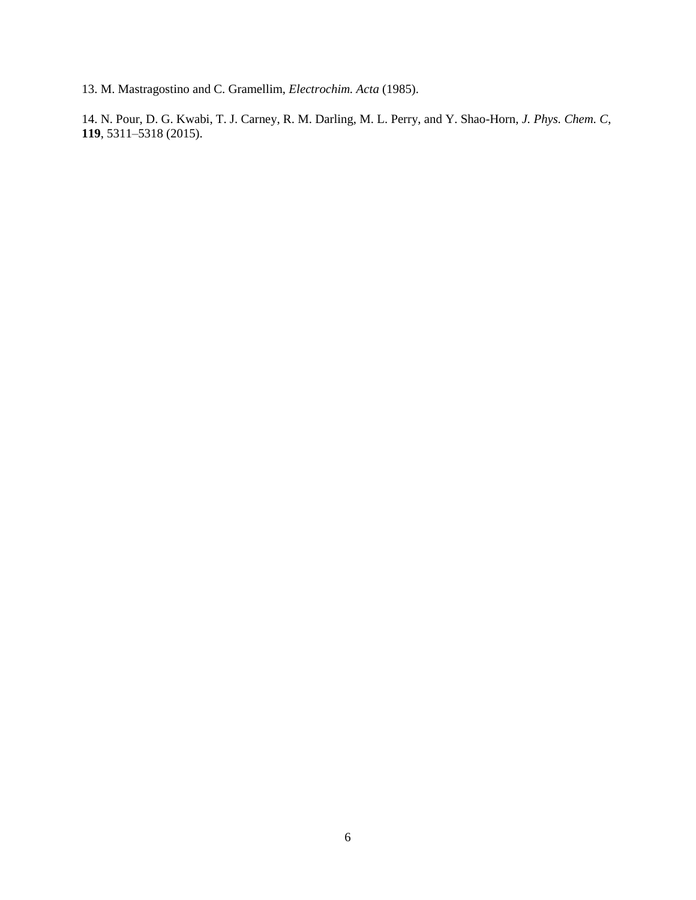13. M. Mastragostino and C. Gramellim, *Electrochim. Acta* (1985).

14. N. Pour, D. G. Kwabi, T. J. Carney, R. M. Darling, M. L. Perry, and Y. Shao-Horn, *J. Phys. Chem. C*, **119**, 5311–5318 (2015).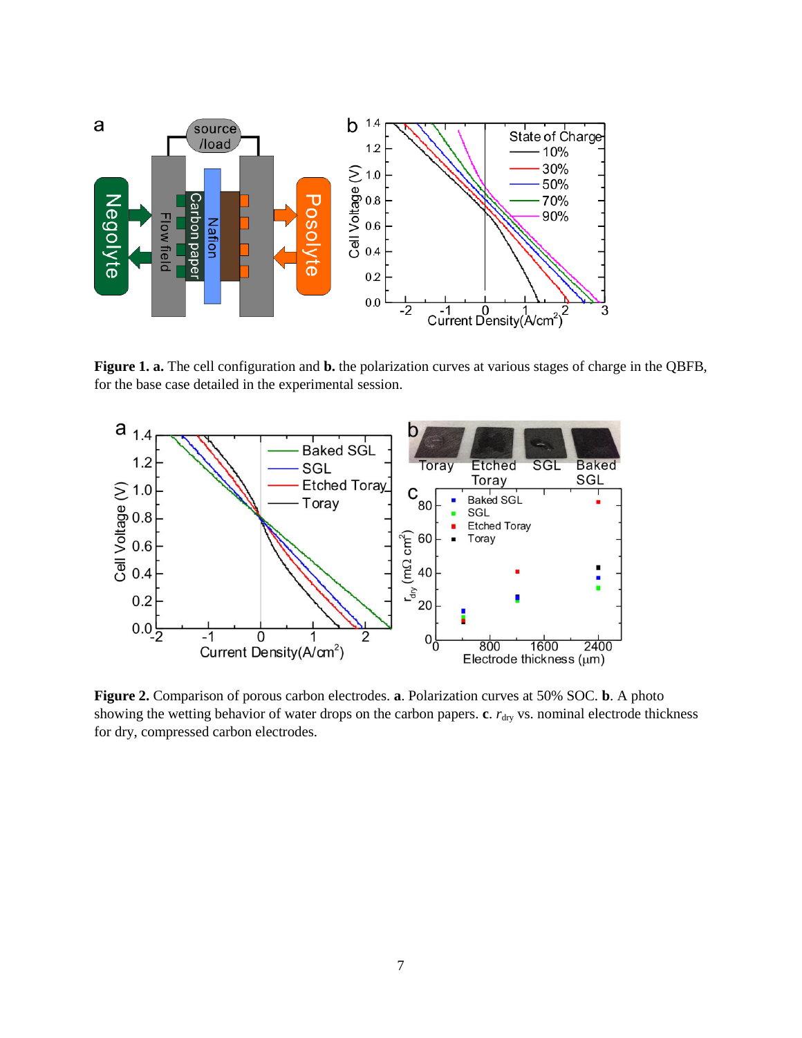**Figure 1. a.** The cell configuration and **b.** the polarization curves at various stages of charge in the QBFB, for the base case detailed in the experimental session.

**Figure 2.** Comparison of porous carbon electrodes. **a**. Polarization curves at 50% SOC. **b**. A photo showing the wetting behavior of water drops on the carbon papers. **c**. $r_{dry}$ vs. nominal electrode thickness for dry, compressed carbon electrodes.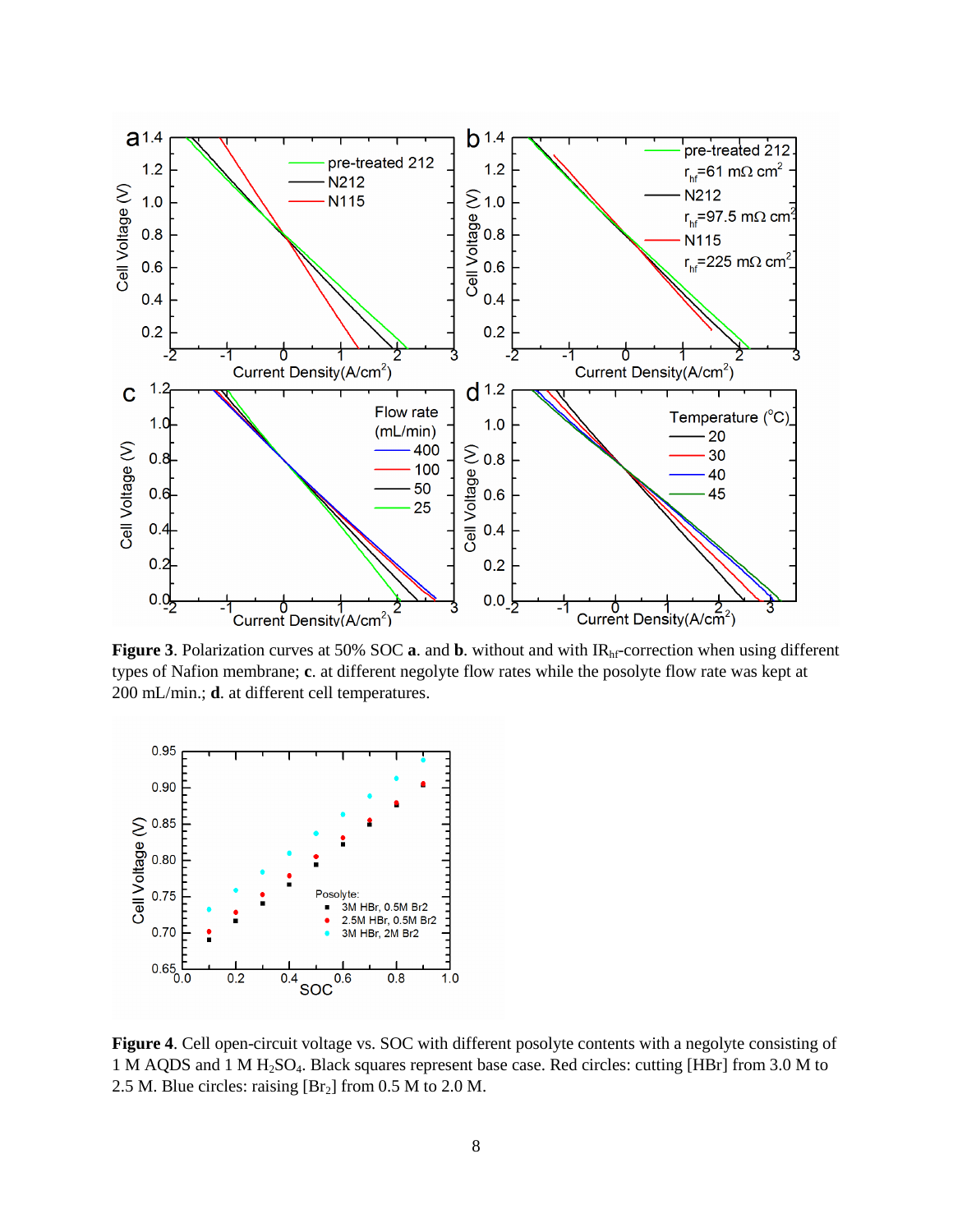**Figure 3**. Polarization curves at 50% SOC **a**. and **b**. without and with $IR_{hf}$-correction when using different types of Nafion membrane; **c**. at different negolyte flow rates while the posolyte flow rate was kept at 200 mL/min.; **d**. at different cell temperatures.

**Figure 4**. Cell open-circuit voltage vs. SOC with different posolyte contents with a negolyte consisting of 1 M AQDS and 1 M $H_2SO_4$. Black squares represent base case. Red circles: cutting [HBr] from 3.0 M to 2.5 M. Blue circles: raising [$Br_2$] from 0.5 M to 2.0 M.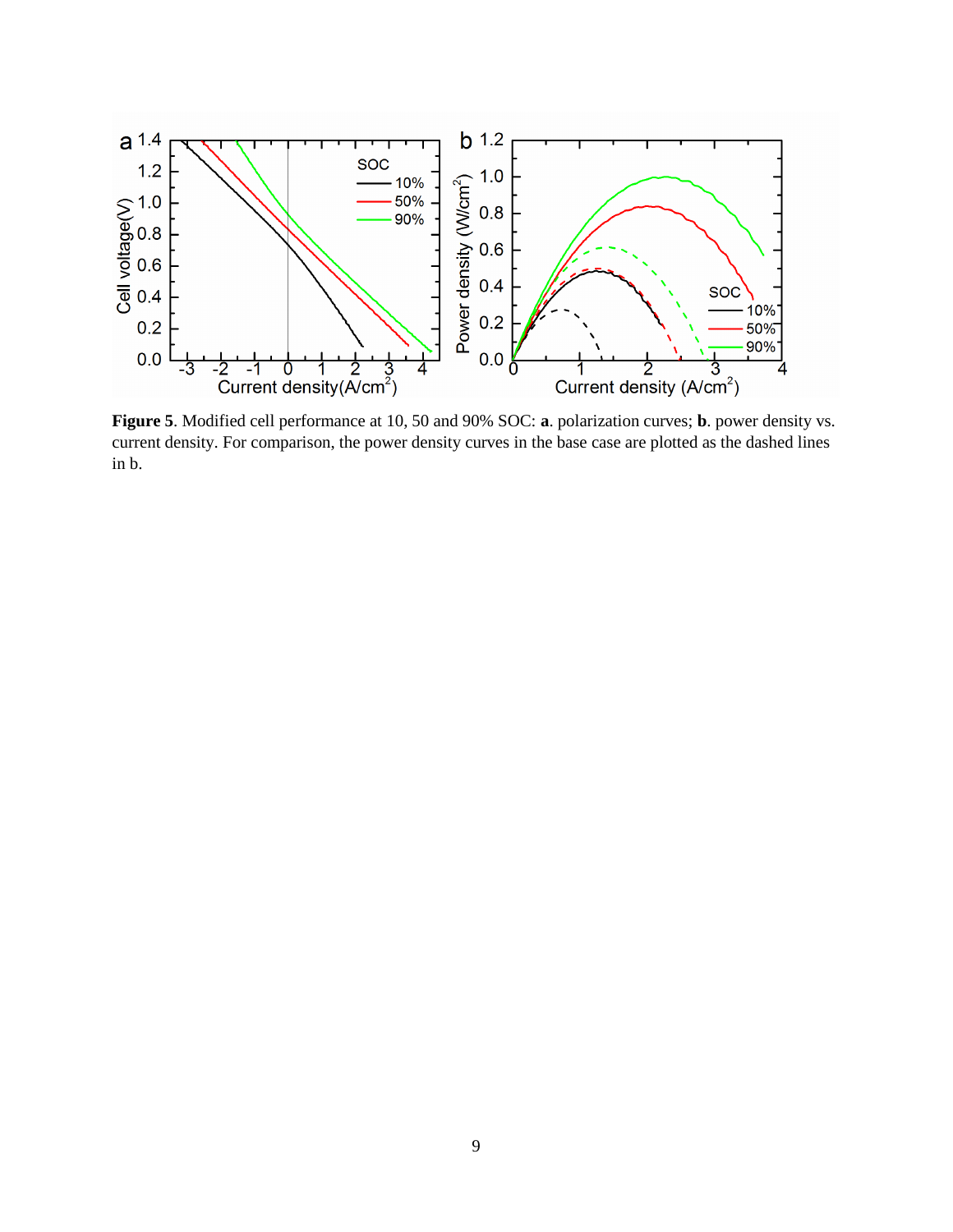a

Cell voltage(V)

1.4
1.2
1.0
0.8
0.6
0.4
0.2
0.0

-3 -2 -1 0 1 2 3 4

Current density(A/cm$^2$)

SOC
10%
50%
90%

b

Power density (W/cm$^2$)

1.2
1.0
0.8
0.6
0.4
0.2
0.0

0 1 2 3 4

Current density (A/cm$^2$)

SOC
10%
50%
90%

**Figure 5**. Modified cell performance at 10, 50 and 90% SOC: **a**. polarization curves; **b**. power density vs. current density. For comparison, the power density curves in the base case are plotted as the dashed lines in b.